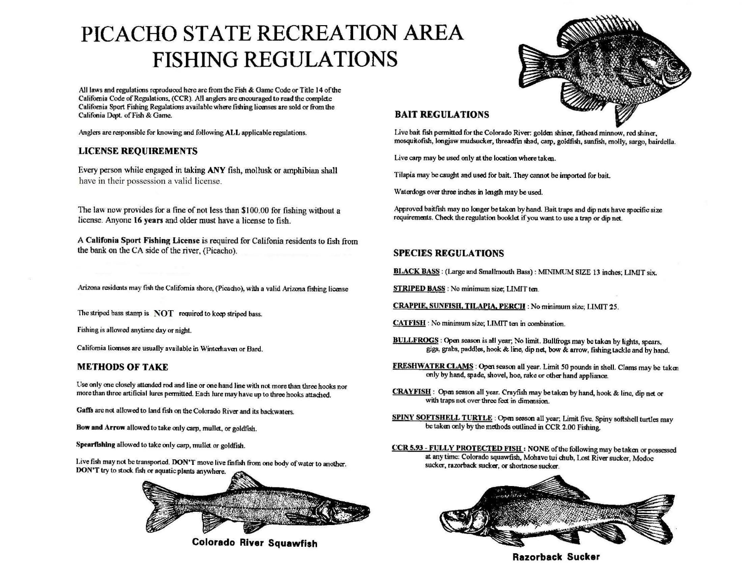# PICACHO STATE RECREATION AREA FISHING REGULATIONS

All laws and regulations reproduced here are from the Fish & Game Code or Title 14 of the California Code of Regulations. (CCR). All anglers are encouraged to read the complete California Sport Fishing Regulations available where fishing licenses are sold or from the Califonia Dept. of Fish & Game.

Anglers are responsible for knowing and following **ALL** applicable regulations.

## LICENSE REQUIREMENTS

Every person while engaged in taking **ANY** fish, mollusk or amphibian shall have in their possession a valid license.

The law now provides for a fine of not less than $100.00 for fishing without a license. Anyone **16 years** and older must have a license to fish.

A **Califonia Sport Fishing License** is required for Califonia residents to fish from the bank on the CA side of the river, (Picacho).

Arizona residents may fish the California shore, (Picacho), with a valid Arizona fishing license

The striped bass stamp is NOT required to keep striped bass.

Fishing is allowed anytime day or night.

California licenses are usually available in Winterhaven or Bard.

## METHODS OF TAKE

Use only one closely attended rod and line or one hand line with not more than three hooks nor more than three artificial lures permitted. Each lure may have up to three hooks attached.

**Gaffs** are not allowed to land fish on the Colorado River and its backwaters.

**Bow and Arrow** allowed to take only carp, mullet, or goldfish.

**Spearfishing** allowed to take only carp, mullet or goldfish.

Live fish may not be transported. **DON'T** move live finfish from one body of water to another. **DON'T** try to stock fish or aquatic plants anywhere.

Colorado River Squawfish

## BAIT REGULATIONS

Live bait fish permitted for the Colorado River: golden shiner, fathead minnow, red shiner, mosquitofish, longjaw mudsucker, threadfin shad, carp, goldfish, sunfish, molly, sargo, bairdella.

Live carp may be used only at the location where taken.

Tilapia may be caught and used for bait. They cannot be imported for bait.

Waterdogs over three inches in length may be used.

Approved baitfish may no longer be taken by hand. Bait traps and dip nets have specific size requirements. Check the regulation booklet if you want to use a trap or dip net.

## SPECIES REGULATIONS

**BLACK BASS** : (Large and Smallmouth Bass) : MINIMUM SIZE 13 inches; LIMIT six.

**STRIPED BASS** : No minimum size; LIMIT ten.

**CRAPPIE, SUNFISH, TILAPIA, PERCH** : No minimum size; LIMIT 25.

**CATFISH** : No minimum size; LIMIT ten in combination.

**BULLFROGS** : Open season is all year; No limit. Bullfrogs may be taken by lights, spears, gigs, grabs, paddles, hook & line, dip net, bow & arrow, fishing tackle and by hand.

**FRESHWATER CLAMS** : Open season all year. Limit 50 pounds in shell. Clams may be taken only by hand, spade, shovel, hoe, rake or other hand appliance.

**CRAYFISH** : Open season all year. Crayfish may be taken by hand, hook & line, dip net or with traps not over three feet in dimension.

**SPINY SOFTSHELL TURTLE** : Open season all year; Limit five. Spiny softshell turtles may be taken only by the methods outlined in CCR 2.00 Fishing.

**CCR 5.93 - FULLY PROTECTED FISH** : NONE of the following may be taken or possessed at any time: Colorado squawfish, Mohave tui chub, Lost River sucker, Modoc sucker, razorback sucker, or shortnose sucker.

Razorback Sucker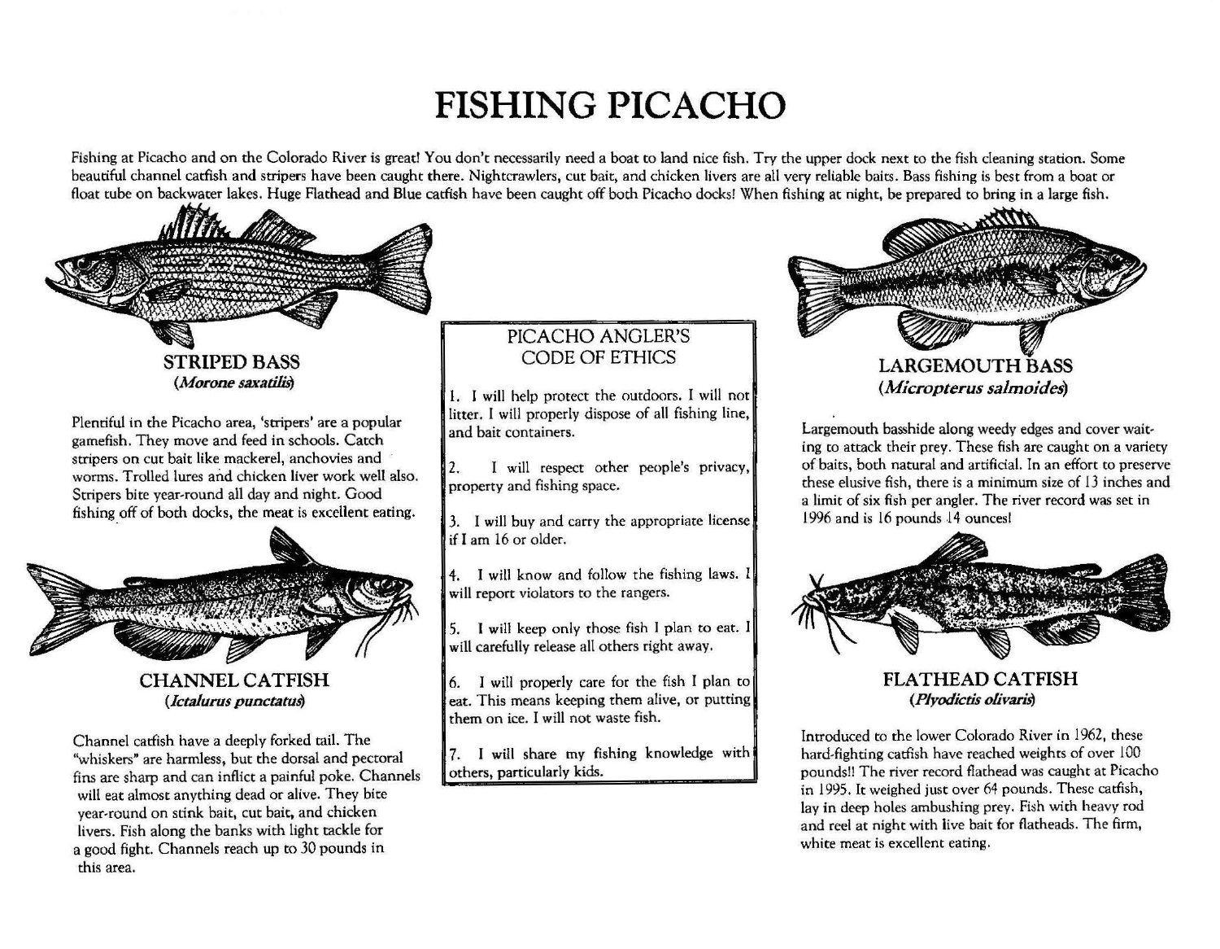# FISHING PICACHO

Fishing at Picacho and on the Colorado River is great! You don't necessarily need a boat to land nice fish. Try the upper dock next to the fish cleaning station. Some beautiful channel catfish and stripers have been caught there. Nightcrawlers, cut bait, and chicken livers are all very reliable baits. Bass fishing is best from a boat or float tube on backwater lakes. Huge Flathead and Blue catfish have been caught off both Picacho docks! When fishing at night, be prepared to bring in a large fish.

## STRIPED BASS
*(Morone saxatilis)*

Plentiful in the Picacho area, 'stripers' are a popular gamefish. They move and feed in schools. Catch stripers on cut bait like mackerel, anchovies and worms. Trolled lures and chicken liver work well also. Stripers bite year-round all day and night. Good fishing off of both docks, the meat is excellent eating.

## CHANNEL CATFISH
*(Ictalurus punctatus)*

Channel catfish have a deeply forked tail. The "whiskers" are harmless, but the dorsal and pectoral fins are sharp and can inflict a painful poke. Channels will eat almost anything dead or alive. They bite year-round on stink bait, cut bait, and chicken livers. Fish along the banks with light tackle for a good fight. Channels reach up to 30 pounds in this area.

## PICACHO ANGLER'S CODE OF ETHICS

1. I will help protect the outdoors. I will not litter. I will properly dispose of all fishing line, and bait containers.
2. I will respect other people's privacy, property and fishing space.
3. I will buy and carry the appropriate license if I am 16 or older.
4. I will know and follow the fishing laws. I will report violators to the rangers.
5. I will keep only those fish I plan to eat. I will carefully release all others right away.
6. I will properly care for the fish I plan to eat. This means keeping them alive, or putting them on ice. I will not waste fish.
7. I will share my fishing knowledge with others, particularly kids.

## LARGEMOUTH BASS
*(Micropterus salmoides)*

Largemouth basshide along weedy edges and cover waiting to attack their prey. These fish are caught on a variety of baits, both natural and artificial. In an effort to preserve these elusive fish, there is a minimum size of 13 inches and a limit of six fish per angler. The river record was set in 1996 and is 16 pounds 14 ounces!

## FLATHEAD CATFISH
*(Plyodictis olivaris)*

Introduced to the lower Colorado River in 1962, these hard-fighting catfish have reached weights of over 100 pounds!! The river record flathead was caught at Picacho in 1995. It weighed just over 64 pounds. These catfish, lay in deep holes ambushing prey. Fish with heavy rod and reel at night with live bait for flatheads. The firm, white meat is excellent eating.